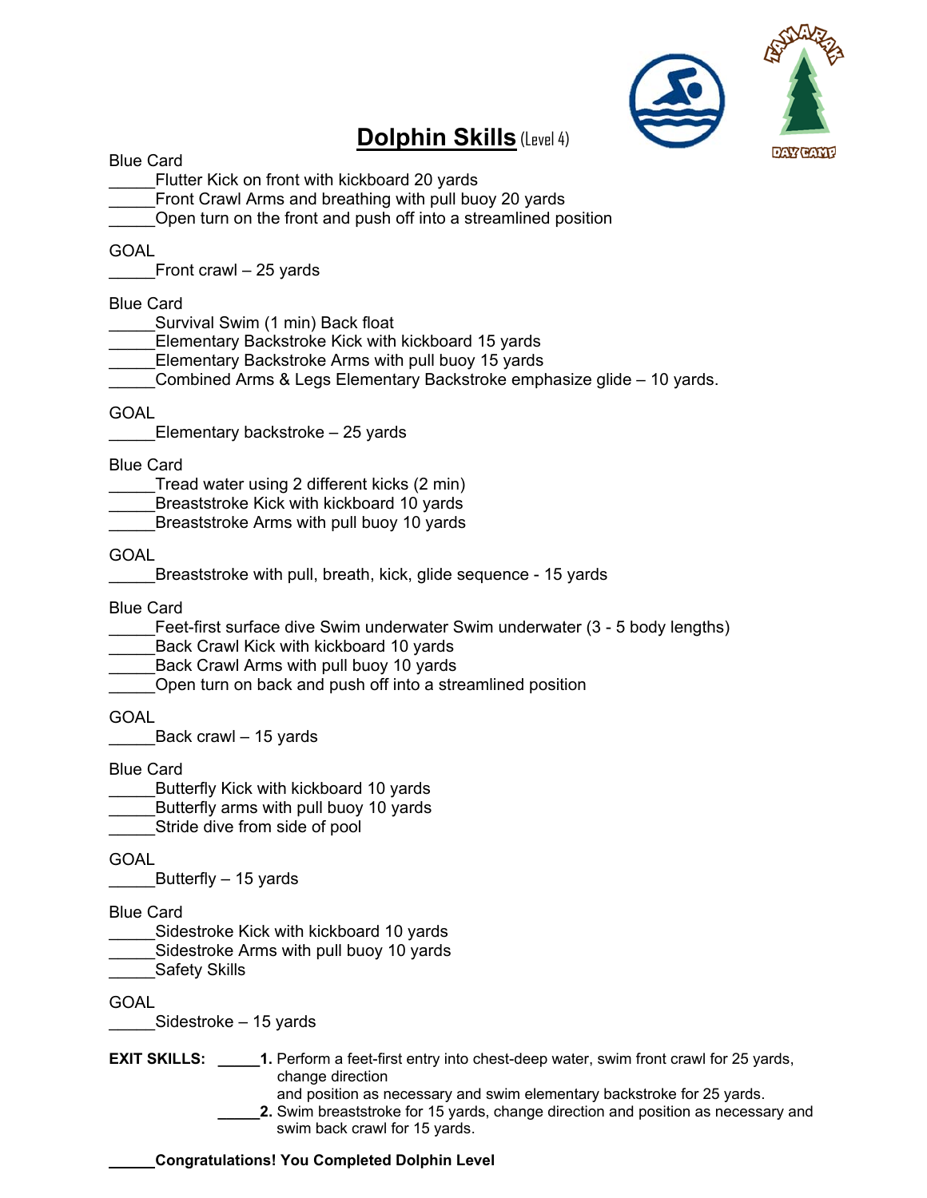# Dolphin Skills (Level 4)

Blue Card

_____Flutter Kick on front with kickboard 20 yards
_____Front Crawl Arms and breathing with pull buoy 20 yards
_____Open turn on the front and push off into a streamlined position

GOAL

_____Front crawl – 25 yards

Blue Card

_____Survival Swim (1 min) Back float
_____Elementary Backstroke Kick with kickboard 15 yards
_____Elementary Backstroke Arms with pull buoy 15 yards
_____Combined Arms & Legs Elementary Backstroke emphasize glide – 10 yards.

GOAL

_____Elementary backstroke – 25 yards

Blue Card

_____Tread water using 2 different kicks (2 min)
_____Breaststroke Kick with kickboard 10 yards
_____Breaststroke Arms with pull buoy 10 yards

GOAL

_____Breaststroke with pull, breath, kick, glide sequence - 15 yards

Blue Card

_____Feet-first surface dive Swim underwater Swim underwater (3 - 5 body lengths)
_____Back Crawl Kick with kickboard 10 yards
_____Back Crawl Arms with pull buoy 10 yards
_____Open turn on back and push off into a streamlined position

GOAL

_____Back crawl – 15 yards

Blue Card

_____Butterfly Kick with kickboard 10 yards
_____Butterfly arms with pull buoy 10 yards
_____Stride dive from side of pool

GOAL

_____Butterfly – 15 yards

Blue Card

_____Sidestroke Kick with kickboard 10 yards
_____Sidestroke Arms with pull buoy 10 yards
_____Safety Skills

GOAL

_____Sidestroke – 15 yards

**EXIT SKILLS:** _____**1.** Perform a feet-first entry into chest-deep water, swim front crawl for 25 yards, change direction and position as necessary and swim elementary backstroke for 25 yards.

_____**2.** Swim breaststroke for 15 yards, change direction and position as necessary and swim back crawl for 15 yards.

_____**Congratulations! You Completed Dolphin Level**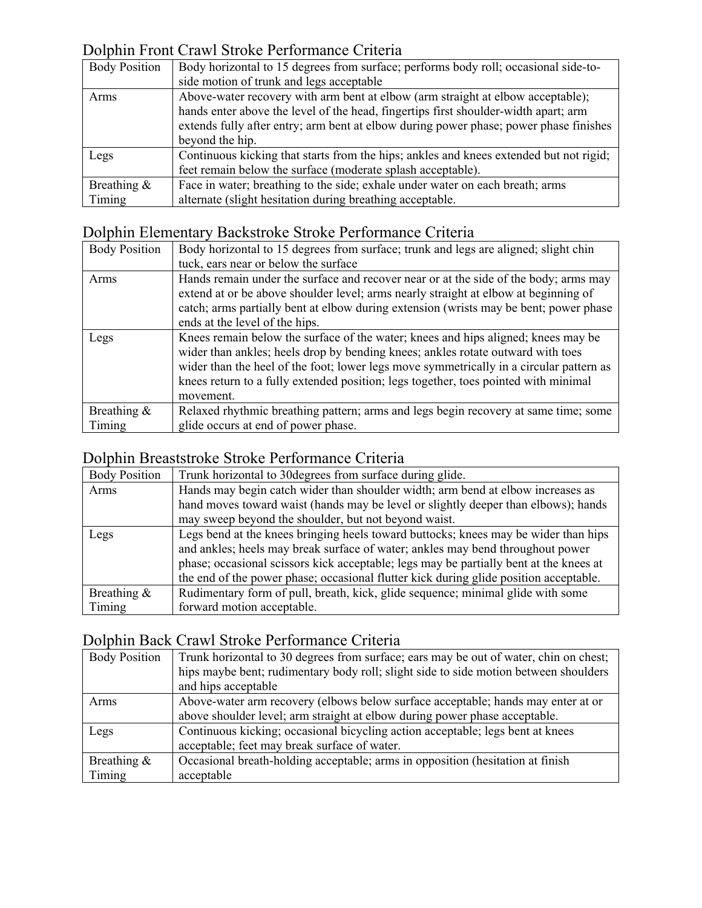## Dolphin Front Crawl Stroke Performance Criteria

| | |
|---|---|
| Body Position | Body horizontal to 15 degrees from surface; performs body roll; occasional side-to-side motion of trunk and legs acceptable |
| Arms | Above-water recovery with arm bent at elbow (arm straight at elbow acceptable); hands enter above the level of the head, fingertips first shoulder-width apart; arm extends fully after entry; arm bent at elbow during power phase; power phase finishes beyond the hip. |
| Legs | Continuous kicking that starts from the hips; ankles and knees extended but not rigid; feet remain below the surface (moderate splash acceptable). |
| Breathing & Timing | Face in water; breathing to the side; exhale under water on each breath; arms alternate (slight hesitation during breathing acceptable. |

## Dolphin Elementary Backstroke Stroke Performance Criteria

| | |
|---|---|
| Body Position | Body horizontal to 15 degrees from surface; trunk and legs are aligned; slight chin tuck, ears near or below the surface |
| Arms | Hands remain under the surface and recover near or at the side of the body; arms may extend at or be above shoulder level; arms nearly straight at elbow at beginning of catch; arms partially bent at elbow during extension (wrists may be bent; power phase ends at the level of the hips. |
| Legs | Knees remain below the surface of the water; knees and hips aligned; knees may be wider than ankles; heels drop by bending knees; ankles rotate outward with toes wider than the heel of the foot; lower legs move symmetrically in a circular pattern as knees return to a fully extended position; legs together, toes pointed with minimal movement. |
| Breathing & Timing | Relaxed rhythmic breathing pattern; arms and legs begin recovery at same time; some glide occurs at end of power phase. |

## Dolphin Breaststroke Stroke Performance Criteria

| | |
|---|---|
| Body Position | Trunk horizontal to 30degrees from surface during glide. |
| Arms | Hands may begin catch wider than shoulder width; arm bend at elbow increases as hand moves toward waist (hands may be level or slightly deeper than elbows); hands may sweep beyond the shoulder, but not beyond waist. |
| Legs | Legs bend at the knees bringing heels toward buttocks; knees may be wider than hips and ankles; heels may break surface of water; ankles may bend throughout power phase; occasional scissors kick acceptable; legs may be partially bent at the knees at the end of the power phase; occasional flutter kick during glide position acceptable. |
| Breathing & Timing | Rudimentary form of pull, breath, kick, glide sequence; minimal glide with some forward motion acceptable. |

## Dolphin Back Crawl Stroke Performance Criteria

| | |
|---|---|
| Body Position | Trunk horizontal to 30 degrees from surface; ears may be out of water, chin on chest; hips maybe bent; rudimentary body roll; slight side to side motion between shoulders and hips acceptable |
| Arms | Above-water arm recovery (elbows below surface acceptable; hands may enter at or above shoulder level; arm straight at elbow during power phase acceptable. |
| Legs | Continuous kicking; occasional bicycling action acceptable; legs bent at knees acceptable; feet may break surface of water. |
| Breathing & Timing | Occasional breath-holding acceptable; arms in opposition (hesitation at finish acceptable |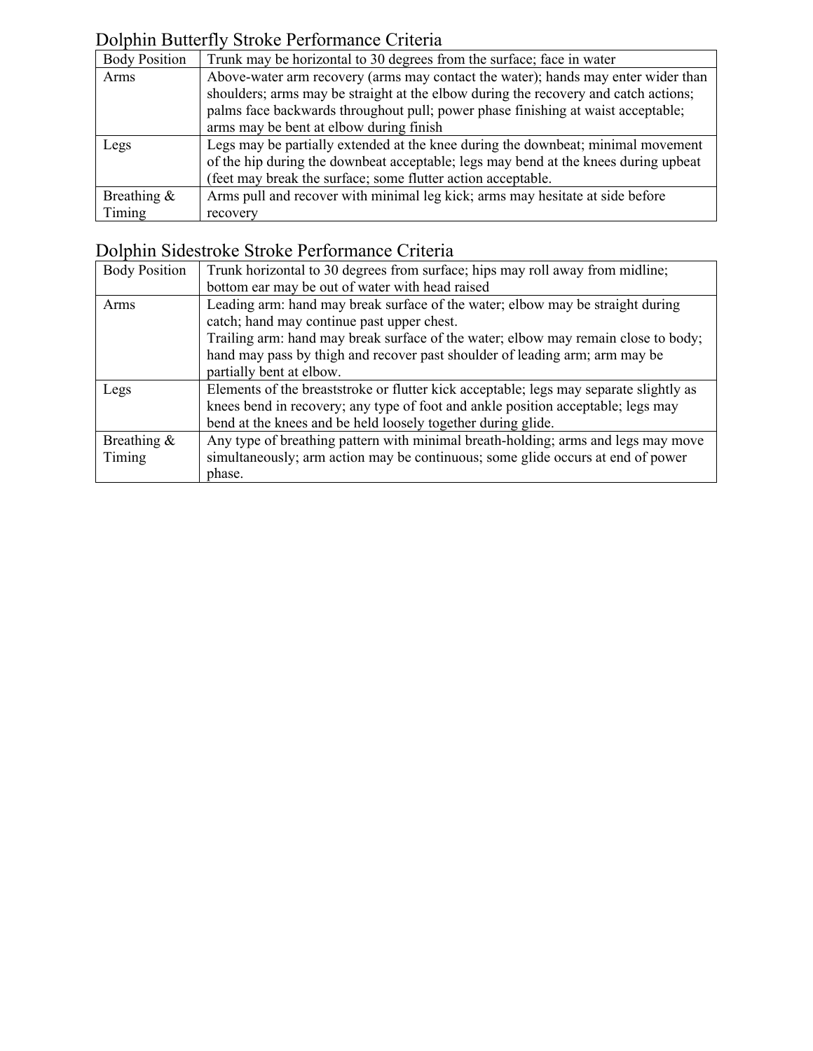## Dolphin Butterfly Stroke Performance Criteria

| | |
|---|---|
| Body Position | Trunk may be horizontal to 30 degrees from the surface; face in water |
| Arms | Above-water arm recovery (arms may contact the water); hands may enter wider than shoulders; arms may be straight at the elbow during the recovery and catch actions; palms face backwards throughout pull; power phase finishing at waist acceptable; arms may be bent at elbow during finish |
| Legs | Legs may be partially extended at the knee during the downbeat; minimal movement of the hip during the downbeat acceptable; legs may bend at the knees during upbeat (feet may break the surface; some flutter action acceptable. |
| Breathing & Timing | Arms pull and recover with minimal leg kick; arms may hesitate at side before recovery |

## Dolphin Sidestroke Stroke Performance Criteria

| | |
|---|---|
| Body Position | Trunk horizontal to 30 degrees from surface; hips may roll away from midline; bottom ear may be out of water with head raised |
| Arms | Leading arm: hand may break surface of the water; elbow may be straight during catch; hand may continue past upper chest.<br>Trailing arm: hand may break surface of the water; elbow may remain close to body; hand may pass by thigh and recover past shoulder of leading arm; arm may be partially bent at elbow. |
| Legs | Elements of the breaststroke or flutter kick acceptable; legs may separate slightly as knees bend in recovery; any type of foot and ankle position acceptable; legs may bend at the knees and be held loosely together during glide. |
| Breathing & Timing | Any type of breathing pattern with minimal breath-holding; arms and legs may move simultaneously; arm action may be continuous; some glide occurs at end of power phase. |